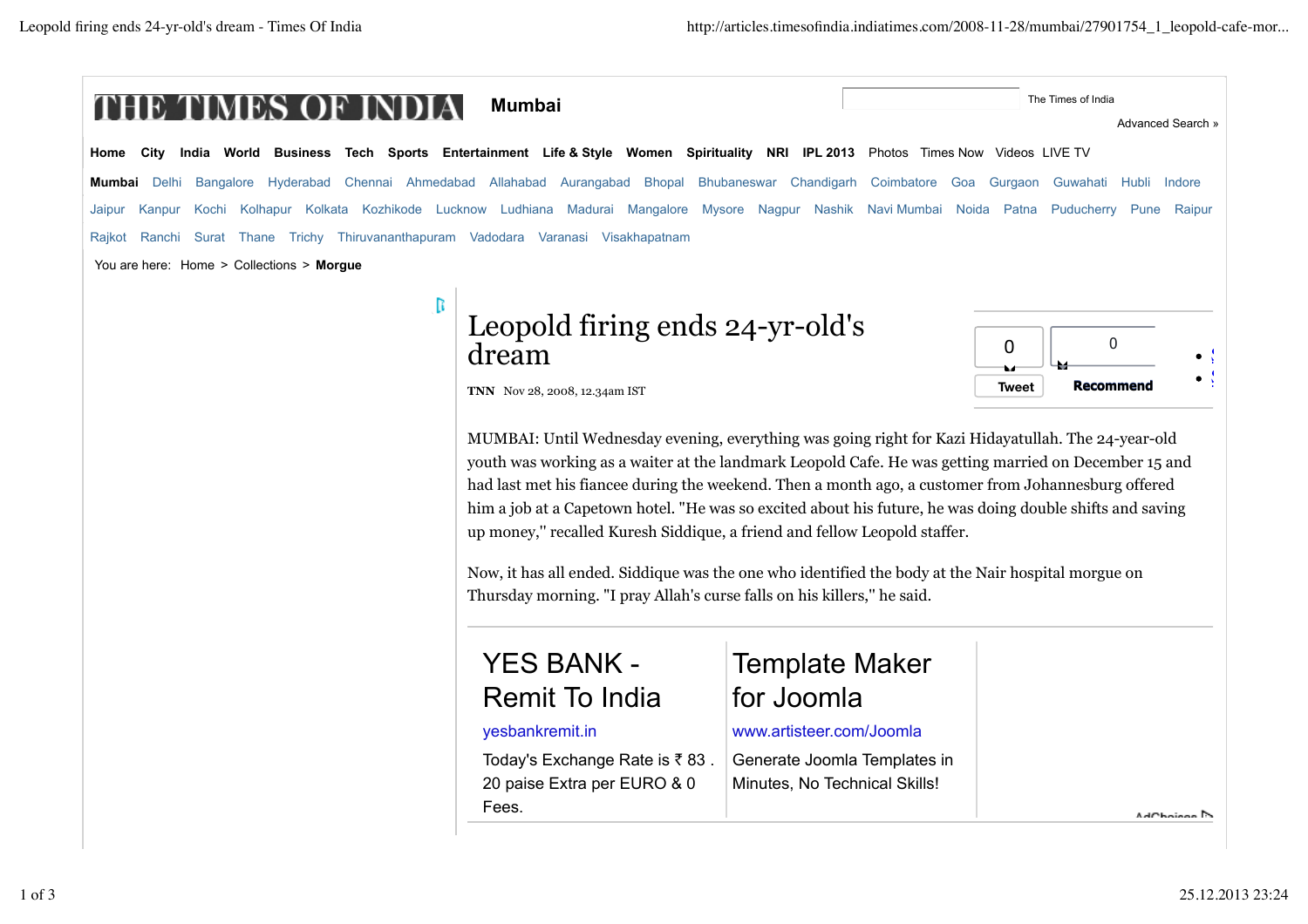# Leopold firing ends 24-yr-old's dream

**TNN** Nov 28, 2008, 12.34am IST

MUMBAI: Until Wednesday evening, everything was going right for Kazi Hidayatullah. The 24-year-old youth was working as a waiter at the landmark Leopold Cafe. He was getting married on December 15 and had last met his fiancee during the weekend. Then a month ago, a customer from Johannesburg offered him a job at a Capetown hotel. "He was so excited about his future, he was doing double shifts and saving up money," recalled Kuresh Siddique, a friend and fellow Leopold staffer.

Now, it has all ended. Siddique was the one who identified the body at the Nair hospital morgue on Thursday morning. "I pray Allah's curse falls on his killers," he said.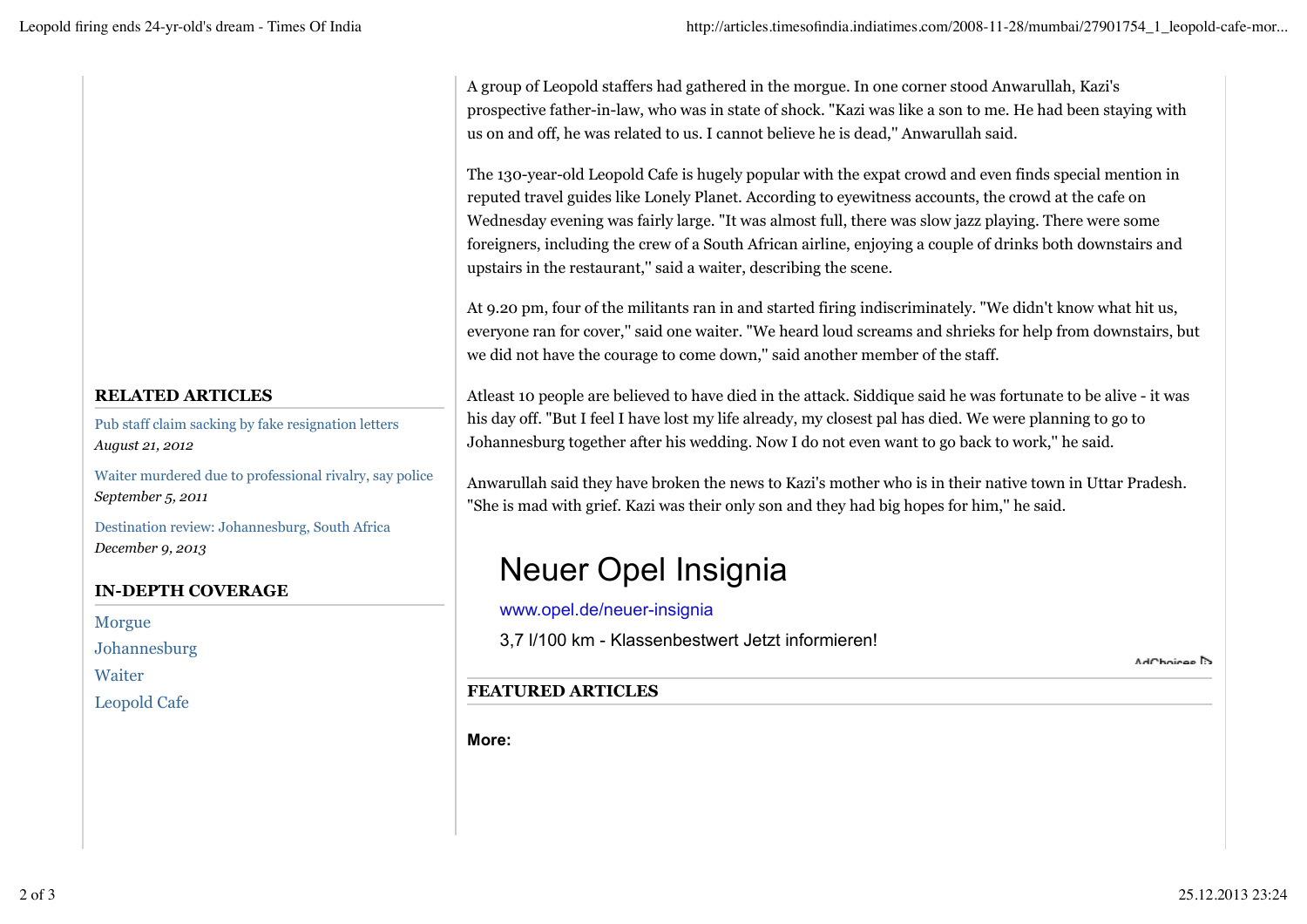A group of Leopold staffers had gathered in the morgue. In one corner stood Anwarullah, Kazi's prospective father-in-law, who was in state of shock. "Kazi was like a son to me. He had been staying with us on and off, he was related to us. I cannot believe he is dead," Anwarullah said.

The 130-year-old Leopold Cafe is hugely popular with the expat crowd and even finds special mention in reputed travel guides like Lonely Planet. According to eyewitness accounts, the crowd at the cafe on Wednesday evening was fairly large. "It was almost full, there was slow jazz playing. There were some foreigners, including the crew of a South African airline, enjoying a couple of drinks both downstairs and upstairs in the restaurant," said a waiter, describing the scene.

At 9.20 pm, four of the militants ran in and started firing indiscriminately. "We didn't know what hit us, everyone ran for cover," said one waiter. "We heard loud screams and shrieks for help from downstairs, but we did not have the courage to come down," said another member of the staff.

Atleast 10 people are believed to have died in the attack. Siddique said he was fortunate to be alive - it was his day off. "But I feel I have lost my life already, my closest pal has died. We were planning to go to Johannesburg together after his wedding. Now I do not even want to go back to work," he said.

Anwarullah said they have broken the news to Kazi's mother who is in their native town in Uttar Pradesh. "She is mad with grief. Kazi was their only son and they had big hopes for him," he said.

Neuer Opel Insignia

www.opel.de/neuer-insignia

3,7 l/100 km - Klassenbestwert Jetzt informieren!

AdChoices

## FEATURED ARTICLES

**More:**

## RELATED ARTICLES

Pub staff claim sacking by fake resignation letters
*August 21, 2012*

Waiter murdered due to professional rivalry, say police
*September 5, 2011*

Destination review: Johannesburg, South Africa
*December 9, 2013*

## IN-DEPTH COVERAGE

Morgue

Johannesburg

Waiter

Leopold Cafe